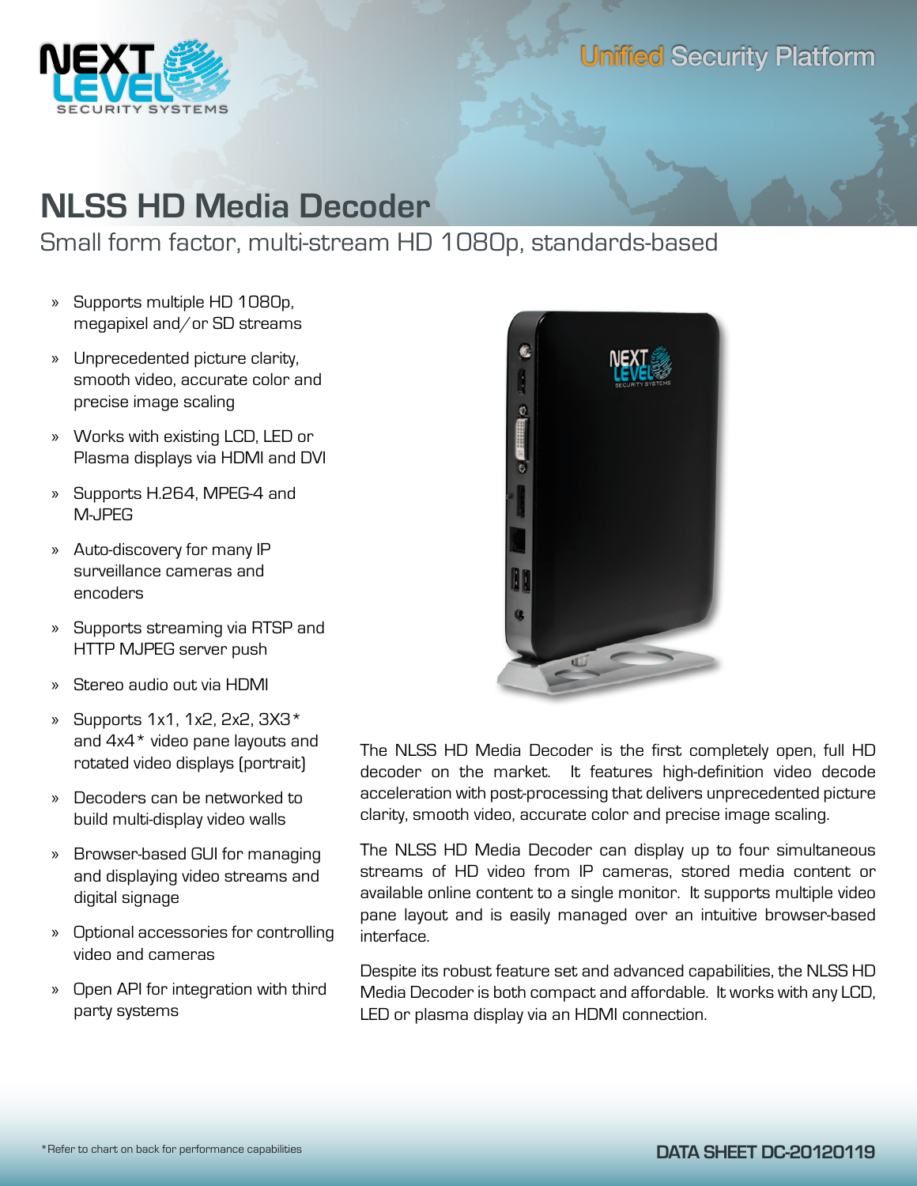Unified Security Platform

# NLSS HD Media Decoder

## Small form factor, multi-stream HD 1080p, standards-based

- Supports multiple HD 1080p, megapixel and/or SD streams
- Unprecedented picture clarity, smooth video, accurate color and precise image scaling
- Works with existing LCD, LED or Plasma displays via HDMI and DVI
- Supports H.264, MPEG-4 and M-JPEG
- Auto-discovery for many IP surveillance cameras and encoders
- Supports streaming via RTSP and HTTP MJPEG server push
- Stereo audio out via HDMI
- Supports 1x1, 1x2, 2x2, 3X3* and 4x4* video pane layouts and rotated video displays (portrait)
- Decoders can be networked to build multi-display video walls
- Browser-based GUI for managing and displaying video streams and digital signage
- Optional accessories for controlling video and cameras
- Open API for integration with third party systems

The NLSS HD Media Decoder is the first completely open, full HD decoder on the market. It features high-definition video decode acceleration with post-processing that delivers unprecedented picture clarity, smooth video, accurate color and precise image scaling.

The NLSS HD Media Decoder can display up to four simultaneous streams of HD video from IP cameras, stored media content or available online content to a single monitor. It supports multiple video pane layout and is easily managed over an intuitive browser-based interface.

Despite its robust feature set and advanced capabilities, the NLSS HD Media Decoder is both compact and affordable. It works with any LCD, LED or plasma display via an HDMI connection.

*Refer to chart on back for performance capabilities

DATA SHEET DC-20120119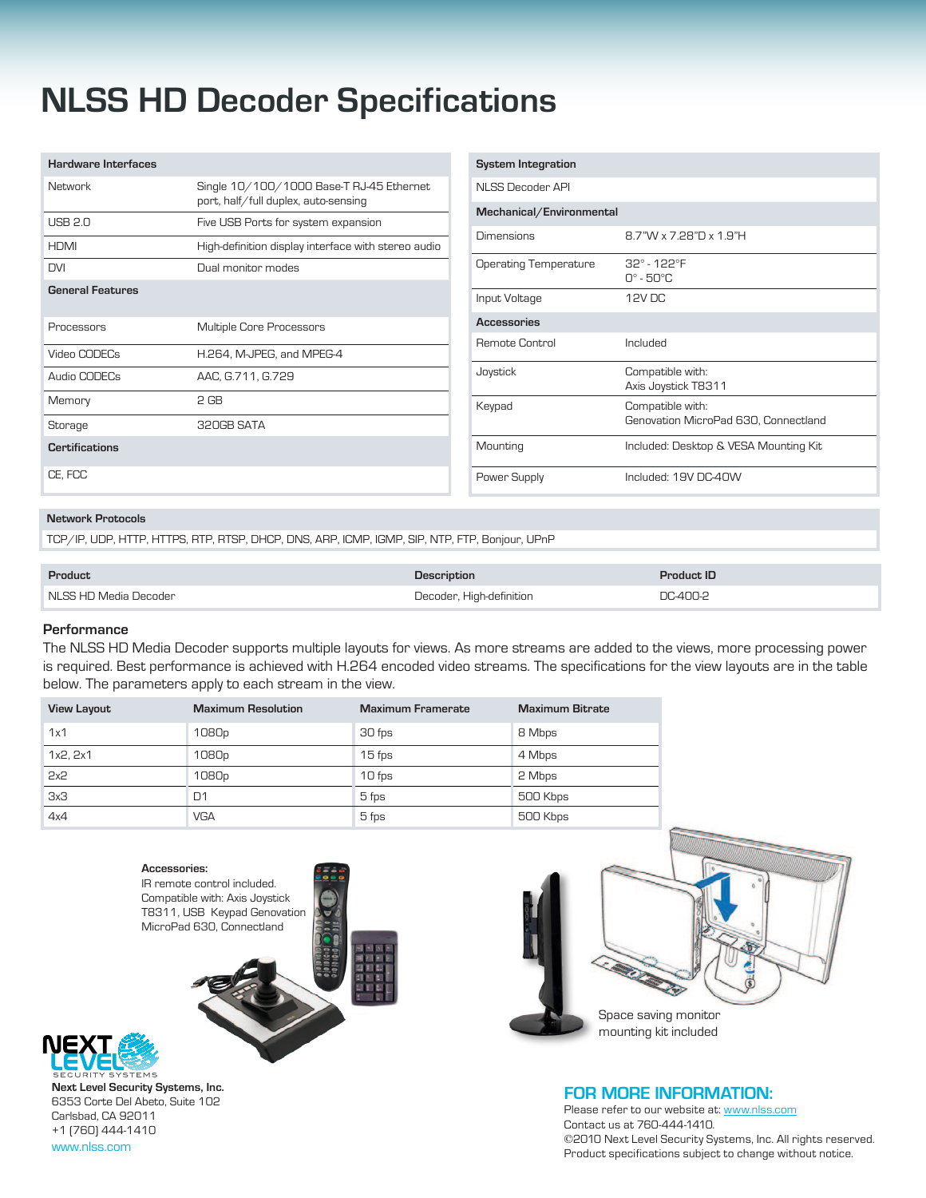# NLSS HD Decoder Specifications

| Hardware Interfaces | |
|---|---|
| Network | Single 10/100/1000 Base-T RJ-45 Ethernet port, half/full duplex, auto-sensing |
| USB 2.0 | Five USB Ports for system expansion |
| HDMI | High-definition display interface with stereo audio |
| DVI | Dual monitor modes |
| **General Features** | |
| Processors | Multiple Core Processors |
| Video CODECs | H.264, M-JPEG, and MPEG-4 |
| Audio CODECs | AAC, G.711, G.729 |
| Memory | 2 GB |
| Storage | 320GB SATA |
| **Certifications** | |
| CE, FCC | |

| System Integration | |
|---|---|
| NLSS Decoder API | |
| **Mechanical/Environmental** | |
| Dimensions | 8.7"W x 7.28"D x 1.9"H |
| Operating Temperature | 32° - 122°F<br>0° - 50°C |
| Input Voltage | 12V DC |
| **Accessories** | |
| Remote Control | Included |
| Joystick | Compatible with:<br>Axis Joystick T8311 |
| Keypad | Compatible with:<br>Genovation MicroPad 630, Connectland |
| Mounting | Included: Desktop & VESA Mounting Kit |
| Power Supply | Included: 19V DC-40W |

| Network Protocols |
|---|
| TCP/IP, UDP, HTTP, HTTPS, RTP, RTSP, DHCP, DNS, ARP, ICMP, IGMP, SIP, NTP, FTP, Bonjour, UPnP |

| Product | Description | Product ID |
|---|---|---|
| NLSS HD Media Decoder | Decoder, High-definition | DC-400-2 |

### Performance

The NLSS HD Media Decoder supports multiple layouts for views. As more streams are added to the views, more processing power is required. Best performance is achieved with H.264 encoded video streams. The specifications for the view layouts are in the table below. The parameters apply to each stream in the view.

| View Layout | Maximum Resolution | Maximum Framerate | Maximum Bitrate |
|---|---|---|---|
| 1x1 | 1080p | 30 fps | 8 Mbps |
| 1x2, 2x1 | 1080p | 15 fps | 4 Mbps |
| 2x2 | 1080p | 10 fps | 2 Mbps |
| 3x3 | D1 | 5 fps | 500 Kbps |
| 4x4 | VGA | 5 fps | 500 Kbps |

**Accessories:**
IR remote control included.
Compatible with: Axis Joystick T8311, USB Keypad Genovation MicroPad 630, Connectland

Space saving monitor mounting kit included

**Next Level Security Systems, Inc.**
6353 Corte Del Abeto, Suite 102
Carlsbad, CA 92011
+1 (760) 444-1410
www.nlss.com

## FOR MORE INFORMATION:

Please refer to our website at: www.nlss.com
Contact us at 760-444-1410.
©2010 Next Level Security Systems, Inc. All rights reserved.
Product specifications subject to change without notice.